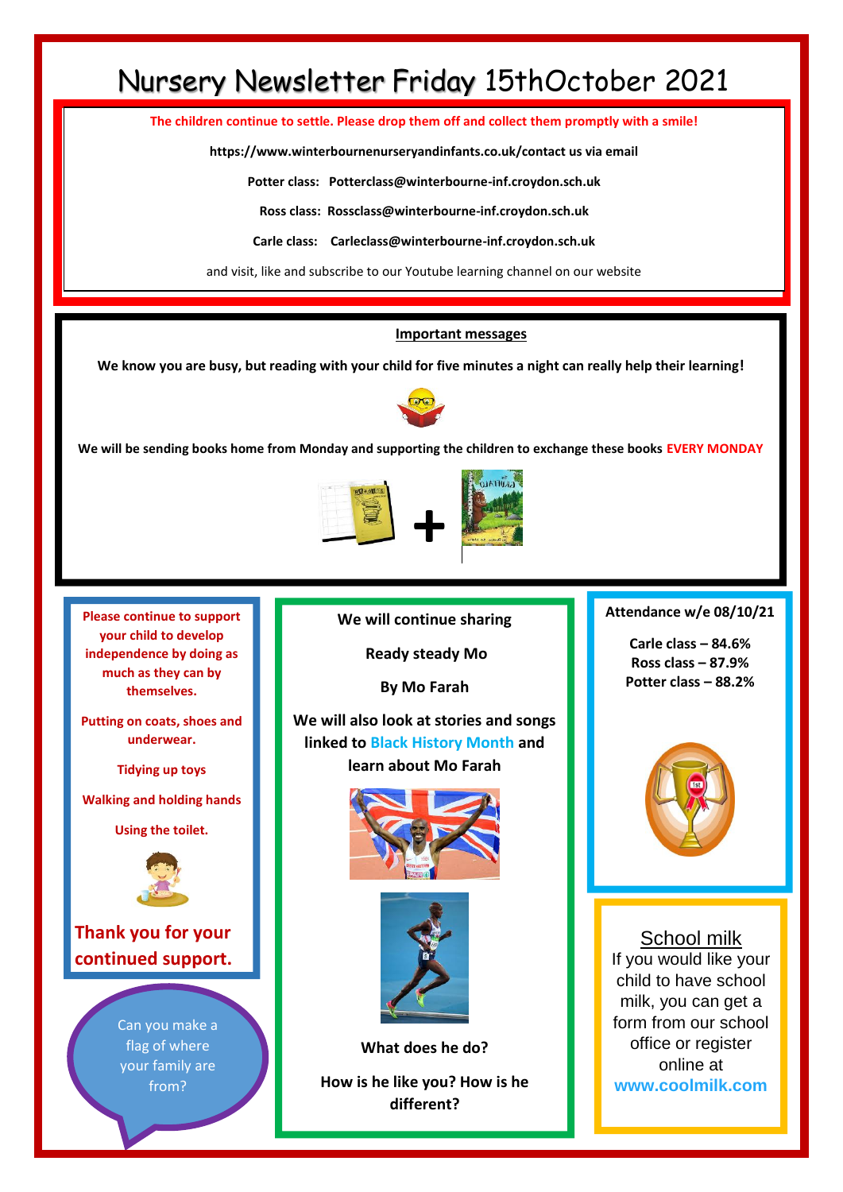# Nursery Newsletter Friday 15thOctober 2021

**The children continue to settle. Please drop them off and collect them promptly with a smile!**

**https://www.winterbournenurseryandinfants.co.uk/contact us via email**

**Potter class: Potterclass@winterbourne-inf.croydon.sch.uk**

**Ross class: Rossclass@winterbourne-inf.croydon.sch.uk**

**Carle class: Carleclass@winterbourne-inf.croydon.sch.uk**

and visit, like and subscribe to our Youtube learning channel on our website

## Important messages

**We know you are busy, but reading with your child for five minutes a night can really help their learning!**

**We will be sending books home from Monday and supporting the children to exchange these books EVERY MONDAY**

**Please continue to support your child to develop independence by doing as much as they can by themselves.**

**Putting on coats, shoes and underwear.**

**Tidying up toys**

**Walking and holding hands**

**Using the toilet.**

**Thank you for your continued support.**

Can you make a flag of where your family are from?

**We will continue sharing**

**Ready steady Mo**

**By Mo Farah**

**We will also look at stories and songs linked to Black History Month and learn about Mo Farah**

**What does he do?**

**How is he like you? How is he different?**

**Attendance w/e 08/10/21**

**Carle class – 84.6%**
**Ross class – 87.9%**
**Potter class – 88.2%**

## School milk

If you would like your child to have school milk, you can get a form from our school office or register online at **www.coolmilk.com**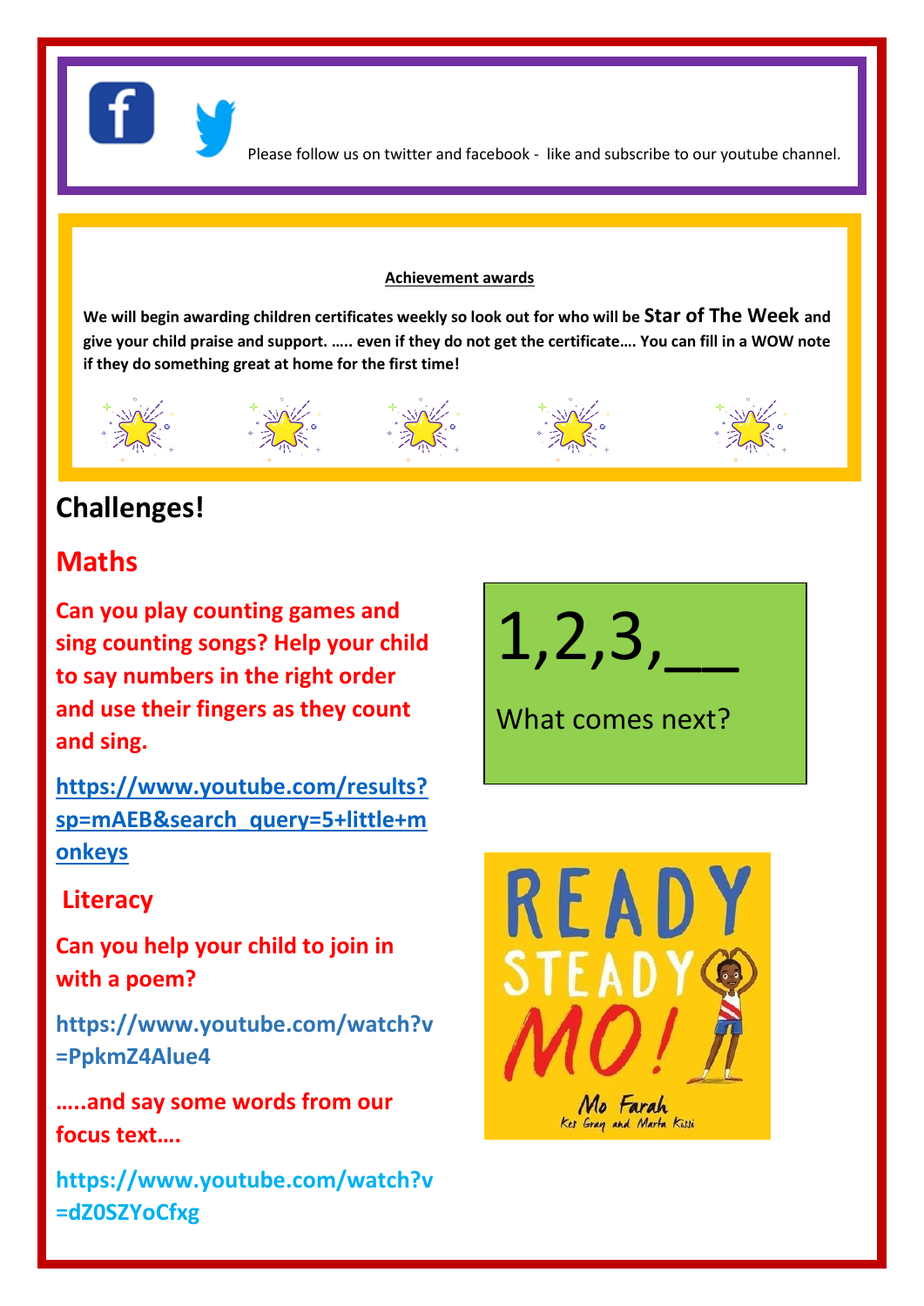Please follow us on twitter and facebook - like and subscribe to our youtube channel.

**Achievement awards**

**We will begin awarding children certificates weekly so look out for who will be Star of The Week and give your child praise and support. ….. even if they do not get the certificate…. You can fill in a WOW note if they do something great at home for the first time!**

## Challenges!

## Maths

**Can you play counting games and sing counting songs? Help your child to say numbers in the right order and use their fingers as they count and sing.**

**https://www.youtube.com/results?sp=mAEB&search_query=5+little+monkeys**

1,2,3,__

What comes next?

## Literacy

**Can you help your child to join in with a poem?**

**https://www.youtube.com/watch?v=PpkmZ4Alue4**

**…..and say some words from our focus text….**

**https://www.youtube.com/watch?v=dZ0SZYoCfxg**

READY STEADY MO!

Mo Farah
Kes Gray and Marta Kissi